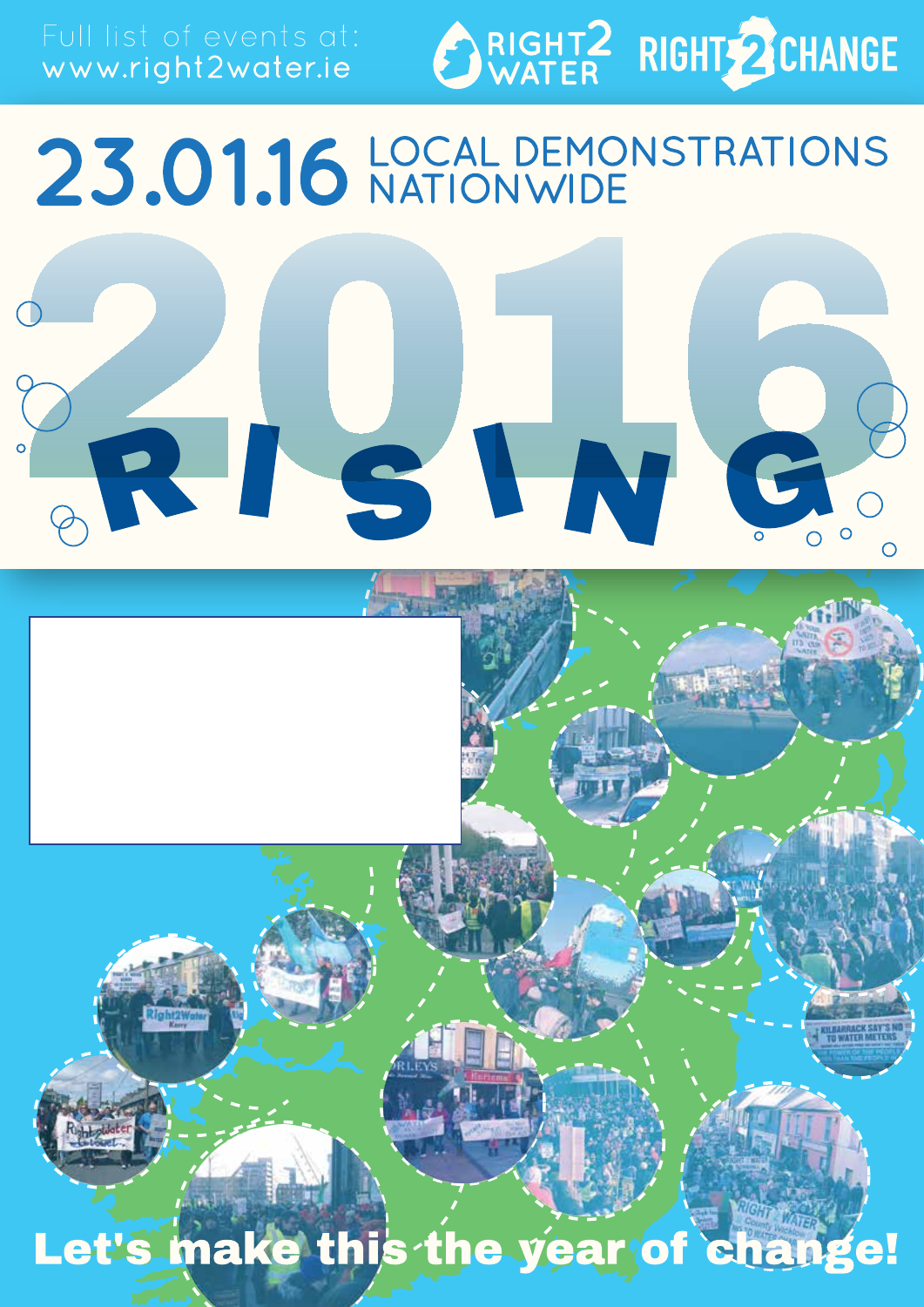Full list of events at: www.right2water.ie

RIGHT2 WATER

RIGHT2CHANGE

# 23.01.16 LOCAL DEMONSTRATIONS NATIONWIDE

# 2016 RISING

**Let's make this the year of change!**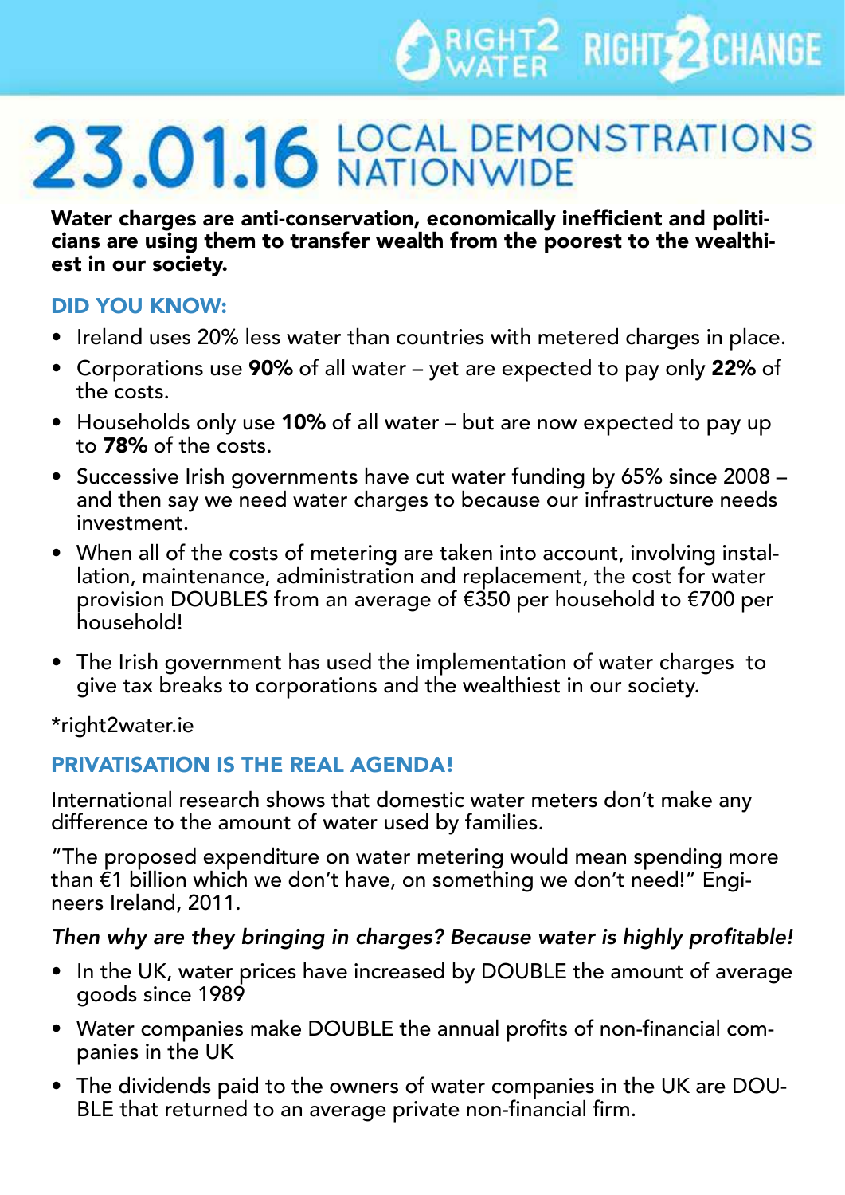RIGHT2 WATER RIGHT2CHANGE

# 23.01.16 LOCAL DEMONSTRATIONS NATIONWIDE

**Water charges are anti-conservation, economically inefficient and politicians are using them to transfer wealth from the poorest to the wealthiest in our society.**

## DID YOU KNOW:

- Ireland uses 20% less water than countries with metered charges in place.
- Corporations use **90%** of all water – yet are expected to pay only **22%** of the costs.
- Households only use **10%** of all water – but are now expected to pay up to **78%** of the costs.
- Successive Irish governments have cut water funding by 65% since 2008 – and then say we need water charges to because our infrastructure needs investment.
- When all of the costs of metering are taken into account, involving installation, maintenance, administration and replacement, the cost for water provision DOUBLES from an average of €350 per household to €700 per household!
- The Irish government has used the implementation of water charges to give tax breaks to corporations and the wealthiest in our society.

*right2water.ie

## PRIVATISATION IS THE REAL AGENDA!

International research shows that domestic water meters don't make any difference to the amount of water used by families.

"The proposed expenditure on water metering would mean spending more than €1 billion which we don't have, on something we don't need!" Engineers Ireland, 2011.

***Then why are they bringing in charges? Because water is highly profitable!***

- In the UK, water prices have increased by DOUBLE the amount of average goods since 1989
- Water companies make DOUBLE the annual profits of non-financial companies in the UK
- The dividends paid to the owners of water companies in the UK are DOUBLE that returned to an average private non-financial firm.